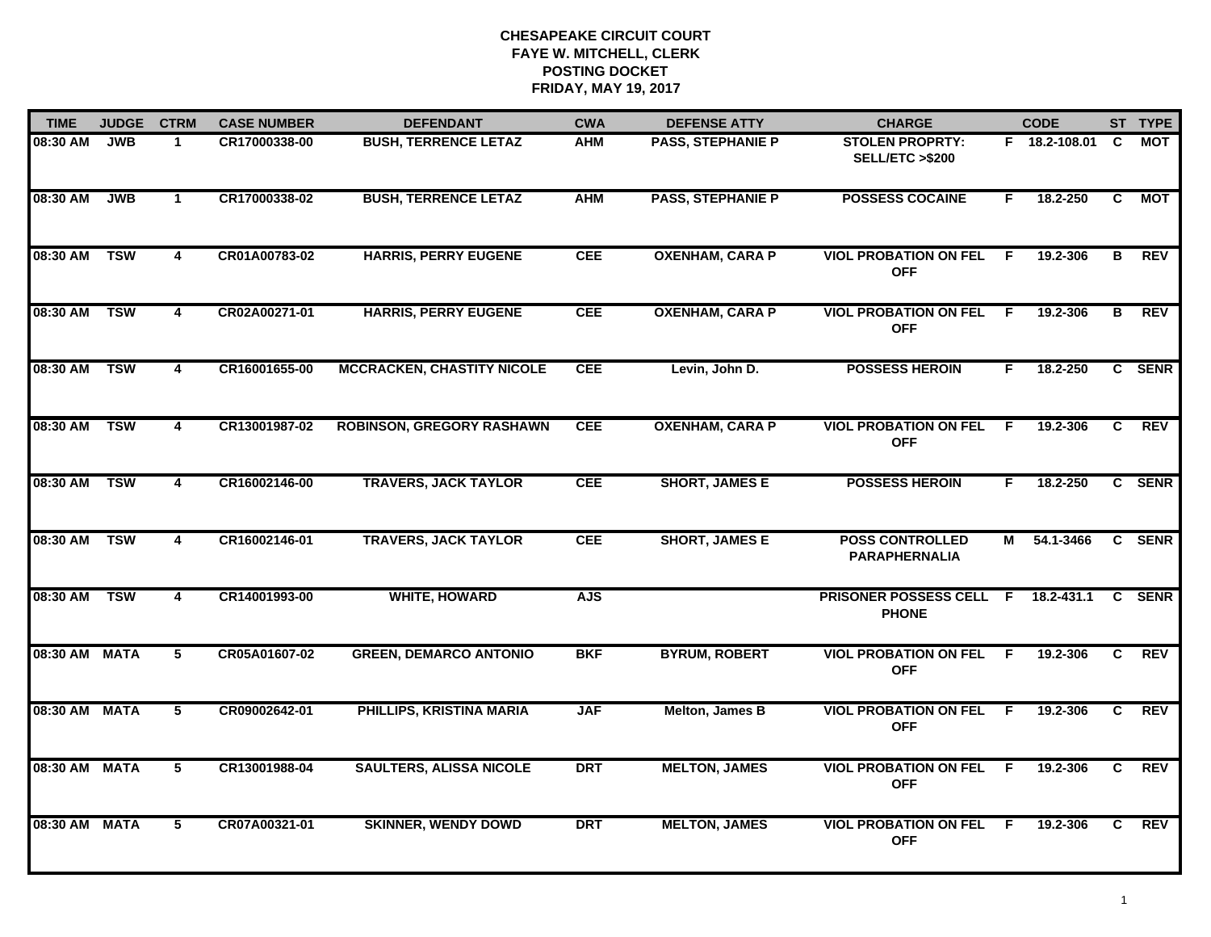# CHESAPEAKE CIRCUIT COURT
## FAYE W. MITCHELL, CLERK
## POSTING DOCKET
## FRIDAY, MAY 19, 2017

| TIME | JUDGE | CTRM | CASE NUMBER | DEFENDANT | CWA | DEFENSE ATTY | CHARGE | | CODE | ST | TYPE |
|---|---|---|---|---|---|---|---|---|---|---|---|
| 08:30 AM | JWB | 1 | CR17000338-00 | BUSH, TERRENCE LETAZ | AHM | PASS, STEPHANIE P | STOLEN PROPRTY: SELL/ETC >$200 | F | 18.2-108.01 | C | MOT |
| 08:30 AM | JWB | 1 | CR17000338-02 | BUSH, TERRENCE LETAZ | AHM | PASS, STEPHANIE P | POSSESS COCAINE | F | 18.2-250 | C | MOT |
| 08:30 AM | TSW | 4 | CR01A00783-02 | HARRIS, PERRY EUGENE | CEE | OXENHAM, CARA P | VIOL PROBATION ON FEL OFF | F | 19.2-306 | B | REV |
| 08:30 AM | TSW | 4 | CR02A00271-01 | HARRIS, PERRY EUGENE | CEE | OXENHAM, CARA P | VIOL PROBATION ON FEL OFF | F | 19.2-306 | B | REV |
| 08:30 AM | TSW | 4 | CR16001655-00 | MCCRACKEN, CHASTITY NICOLE | CEE | Levin, John D. | POSSESS HEROIN | F | 18.2-250 | C | SENR |
| 08:30 AM | TSW | 4 | CR13001987-02 | ROBINSON, GREGORY RASHAWN | CEE | OXENHAM, CARA P | VIOL PROBATION ON FEL OFF | F | 19.2-306 | C | REV |
| 08:30 AM | TSW | 4 | CR16002146-00 | TRAVERS, JACK TAYLOR | CEE | SHORT, JAMES E | POSSESS HEROIN | F | 18.2-250 | C | SENR |
| 08:30 AM | TSW | 4 | CR16002146-01 | TRAVERS, JACK TAYLOR | CEE | SHORT, JAMES E | POSS CONTROLLED PARAPHERNALIA | M | 54.1-3466 | C | SENR |
| 08:30 AM | TSW | 4 | CR14001993-00 | WHITE, HOWARD | AJS | | PRISONER POSSESS CELL PHONE | F | 18.2-431.1 | C | SENR |
| 08:30 AM | MATA | 5 | CR05A01607-02 | GREEN, DEMARCO ANTONIO | BKF | BYRUM, ROBERT | VIOL PROBATION ON FEL OFF | F | 19.2-306 | C | REV |
| 08:30 AM | MATA | 5 | CR09002642-01 | PHILLIPS, KRISTINA MARIA | JAF | Melton, James B | VIOL PROBATION ON FEL OFF | F | 19.2-306 | C | REV |
| 08:30 AM | MATA | 5 | CR13001988-04 | SAULTERS, ALISSA NICOLE | DRT | MELTON, JAMES | VIOL PROBATION ON FEL OFF | F | 19.2-306 | C | REV |
| 08:30 AM | MATA | 5 | CR07A00321-01 | SKINNER, WENDY DOWD | DRT | MELTON, JAMES | VIOL PROBATION ON FEL OFF | F | 19.2-306 | C | REV |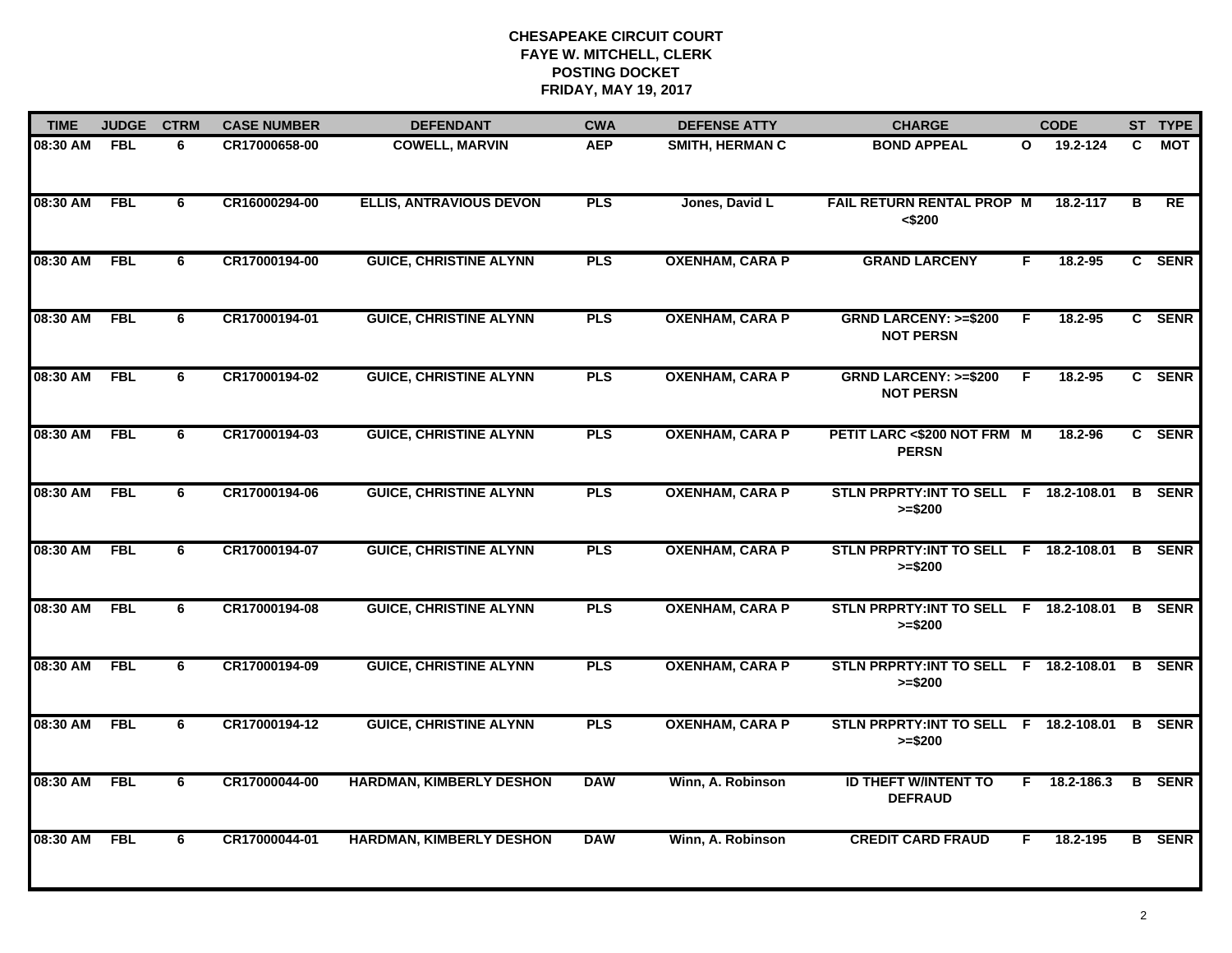# CHESAPEAKE CIRCUIT COURT
## FAYE W. MITCHELL, CLERK
## POSTING DOCKET
## FRIDAY, MAY 19, 2017

| TIME | JUDGE | CTRM | CASE NUMBER | DEFENDANT | CWA | DEFENSE ATTY | CHARGE | | CODE | ST | TYPE |
|---|---|---|---|---|---|---|---|---|---|---|---|
| 08:30 AM | FBL | 6 | CR17000658-00 | COWELL, MARVIN | AEP | SMITH, HERMAN C | BOND APPEAL | O | 19.2-124 | C | MOT |
| 08:30 AM | FBL | 6 | CR16000294-00 | ELLIS, ANTRAVIOUS DEVON | PLS | Jones, David L | FAIL RETURN RENTAL PROP <$200 | M | 18.2-117 | B | RE |
| 08:30 AM | FBL | 6 | CR17000194-00 | GUICE, CHRISTINE ALYNN | PLS | OXENHAM, CARA P | GRAND LARCENY | F | 18.2-95 | C | SENR |
| 08:30 AM | FBL | 6 | CR17000194-01 | GUICE, CHRISTINE ALYNN | PLS | OXENHAM, CARA P | GRND LARCENY: >=$200 NOT PERSN | F | 18.2-95 | C | SENR |
| 08:30 AM | FBL | 6 | CR17000194-02 | GUICE, CHRISTINE ALYNN | PLS | OXENHAM, CARA P | GRND LARCENY: >=$200 NOT PERSN | F | 18.2-95 | C | SENR |
| 08:30 AM | FBL | 6 | CR17000194-03 | GUICE, CHRISTINE ALYNN | PLS | OXENHAM, CARA P | PETIT LARC <$200 NOT FRM PERSN | M | 18.2-96 | C | SENR |
| 08:30 AM | FBL | 6 | CR17000194-06 | GUICE, CHRISTINE ALYNN | PLS | OXENHAM, CARA P | STLN PRPRTY:INT TO SELL >=$200 | F | 18.2-108.01 | B | SENR |
| 08:30 AM | FBL | 6 | CR17000194-07 | GUICE, CHRISTINE ALYNN | PLS | OXENHAM, CARA P | STLN PRPRTY:INT TO SELL >=$200 | F | 18.2-108.01 | B | SENR |
| 08:30 AM | FBL | 6 | CR17000194-08 | GUICE, CHRISTINE ALYNN | PLS | OXENHAM, CARA P | STLN PRPRTY:INT TO SELL >=$200 | F | 18.2-108.01 | B | SENR |
| 08:30 AM | FBL | 6 | CR17000194-09 | GUICE, CHRISTINE ALYNN | PLS | OXENHAM, CARA P | STLN PRPRTY:INT TO SELL >=$200 | F | 18.2-108.01 | B | SENR |
| 08:30 AM | FBL | 6 | CR17000194-12 | GUICE, CHRISTINE ALYNN | PLS | OXENHAM, CARA P | STLN PRPRTY:INT TO SELL >=$200 | F | 18.2-108.01 | B | SENR |
| 08:30 AM | FBL | 6 | CR17000044-00 | HARDMAN, KIMBERLY DESHON | DAW | Winn, A. Robinson | ID THEFT W/INTENT TO DEFRAUD | F | 18.2-186.3 | B | SENR |
| 08:30 AM | FBL | 6 | CR17000044-01 | HARDMAN, KIMBERLY DESHON | DAW | Winn, A. Robinson | CREDIT CARD FRAUD | F | 18.2-195 | B | SENR |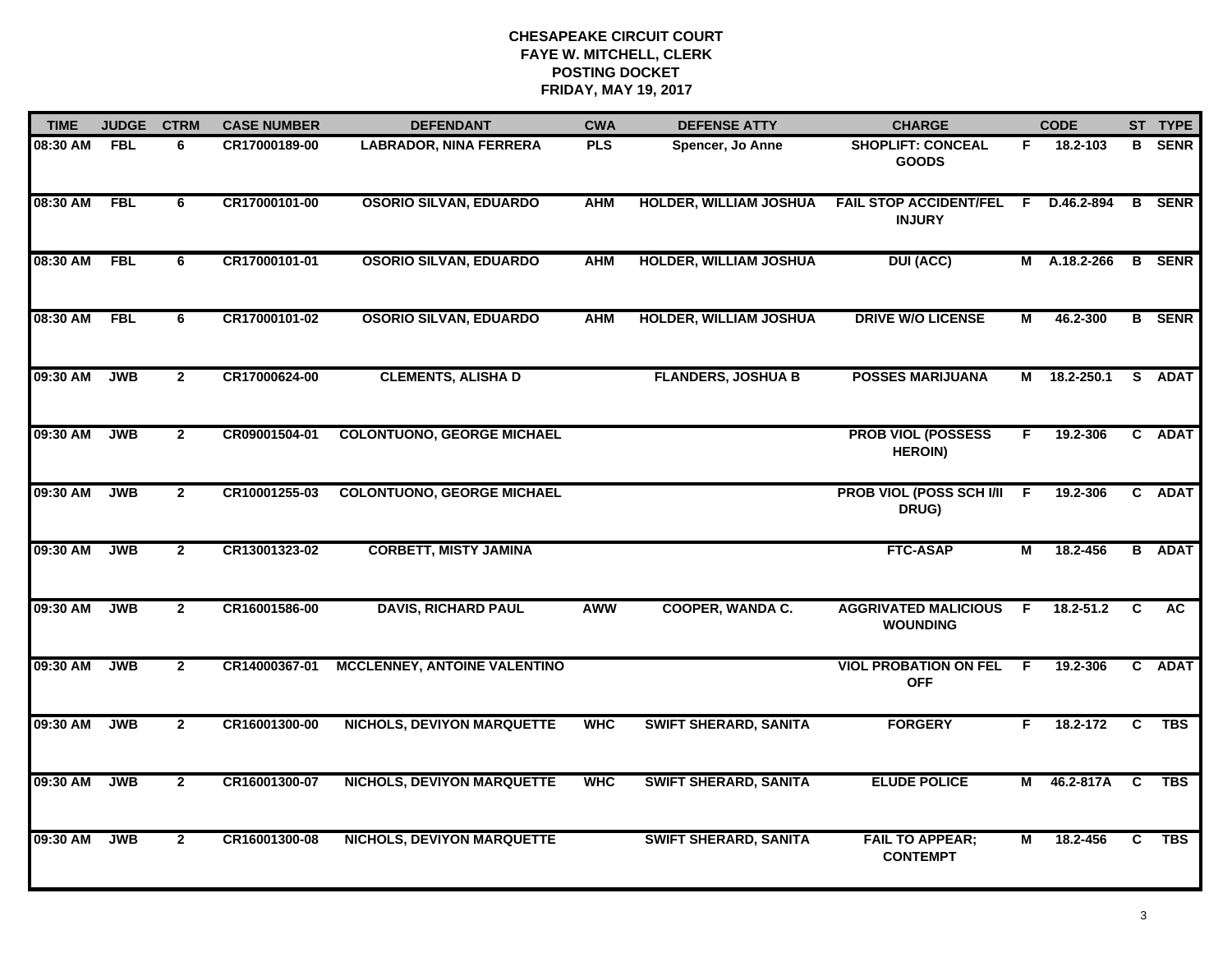# CHESAPEAKE CIRCUIT COURT
## FAYE W. MITCHELL, CLERK
## POSTING DOCKET
## FRIDAY, MAY 19, 2017

| TIME | JUDGE | CTRM | CASE NUMBER | DEFENDANT | CWA | DEFENSE ATTY | CHARGE | | CODE | ST | TYPE |
|---|---|---|---|---|---|---|---|---|---|---|---|
| 08:30 AM | FBL | 6 | CR17000189-00 | LABRADOR, NINA FERRERA | PLS | Spencer, Jo Anne | SHOPLIFT: CONCEAL GOODS | F | 18.2-103 | B | SENR |
| 08:30 AM | FBL | 6 | CR17000101-00 | OSORIO SILVAN, EDUARDO | AHM | HOLDER, WILLIAM JOSHUA | FAIL STOP ACCIDENT/FEL INJURY | F | D.46.2-894 | B | SENR |
| 08:30 AM | FBL | 6 | CR17000101-01 | OSORIO SILVAN, EDUARDO | AHM | HOLDER, WILLIAM JOSHUA | DUI (ACC) | M | A.18.2-266 | B | SENR |
| 08:30 AM | FBL | 6 | CR17000101-02 | OSORIO SILVAN, EDUARDO | AHM | HOLDER, WILLIAM JOSHUA | DRIVE W/O LICENSE | M | 46.2-300 | B | SENR |
| 09:30 AM | JWB | 2 | CR17000624-00 | CLEMENTS, ALISHA D | | FLANDERS, JOSHUA B | POSSES MARIJUANA | M | 18.2-250.1 | S | ADAT |
| 09:30 AM | JWB | 2 | CR09001504-01 | COLONTUONO, GEORGE MICHAEL | | | PROB VIOL (POSSESS HEROIN) | F | 19.2-306 | C | ADAT |
| 09:30 AM | JWB | 2 | CR10001255-03 | COLONTUONO, GEORGE MICHAEL | | | PROB VIOL (POSS SCH I/II DRUG) | F | 19.2-306 | C | ADAT |
| 09:30 AM | JWB | 2 | CR13001323-02 | CORBETT, MISTY JAMINA | | | FTC-ASAP | M | 18.2-456 | B | ADAT |
| 09:30 AM | JWB | 2 | CR16001586-00 | DAVIS, RICHARD PAUL | AWW | COOPER, WANDA C. | AGGRIVATED MALICIOUS WOUNDING | F | 18.2-51.2 | C | AC |
| 09:30 AM | JWB | 2 | CR14000367-01 | MCCLENNEY, ANTOINE VALENTINO | | | VIOL PROBATION ON FEL OFF | F | 19.2-306 | C | ADAT |
| 09:30 AM | JWB | 2 | CR16001300-00 | NICHOLS, DEVIYON MARQUETTE | WHC | SWIFT SHERARD, SANITA | FORGERY | F | 18.2-172 | C | TBS |
| 09:30 AM | JWB | 2 | CR16001300-07 | NICHOLS, DEVIYON MARQUETTE | WHC | SWIFT SHERARD, SANITA | ELUDE POLICE | M | 46.2-817A | C | TBS |
| 09:30 AM | JWB | 2 | CR16001300-08 | NICHOLS, DEVIYON MARQUETTE | | SWIFT SHERARD, SANITA | FAIL TO APPEAR; CONTEMPT | M | 18.2-456 | C | TBS |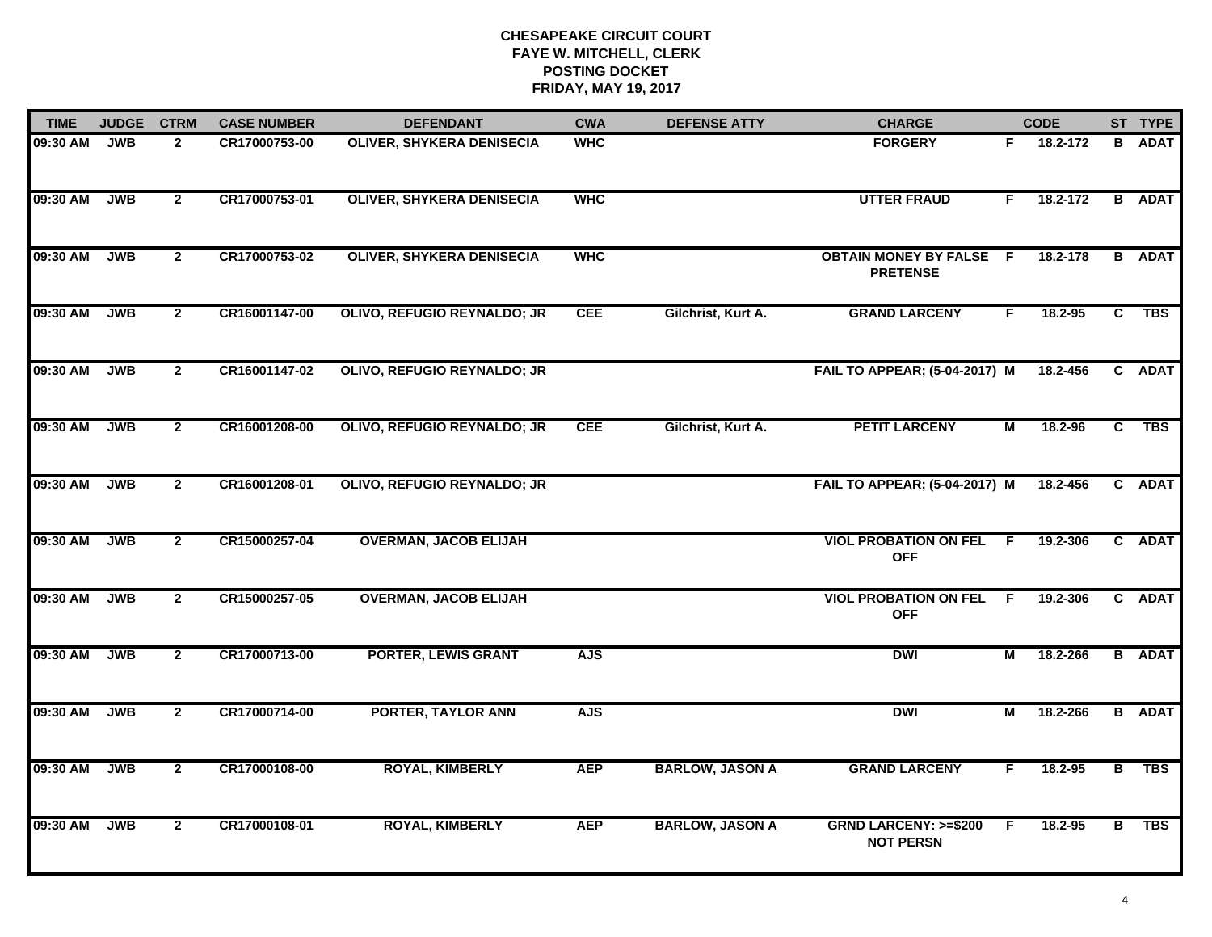# CHESAPEAKE CIRCUIT COURT
## FAYE W. MITCHELL, CLERK
## POSTING DOCKET
## FRIDAY, MAY 19, 2017

| TIME | JUDGE | CTRM | CASE NUMBER | DEFENDANT | CWA | DEFENSE ATTY | CHARGE | | CODE | ST | TYPE |
|---|---|---|---|---|---|---|---|---|---|---|---|
| 09:30 AM | JWB | 2 | CR17000753-00 | OLIVER, SHYKERA DENISECIA | WHC | | FORGERY | F | 18.2-172 | B | ADAT |
| 09:30 AM | JWB | 2 | CR17000753-01 | OLIVER, SHYKERA DENISECIA | WHC | | UTTER FRAUD | F | 18.2-172 | B | ADAT |
| 09:30 AM | JWB | 2 | CR17000753-02 | OLIVER, SHYKERA DENISECIA | WHC | | OBTAIN MONEY BY FALSE PRETENSE | F | 18.2-178 | B | ADAT |
| 09:30 AM | JWB | 2 | CR16001147-00 | OLIVO, REFUGIO REYNALDO; JR | CEE | Gilchrist, Kurt A. | GRAND LARCENY | F | 18.2-95 | C | TBS |
| 09:30 AM | JWB | 2 | CR16001147-02 | OLIVO, REFUGIO REYNALDO; JR | | | FAIL TO APPEAR; (5-04-2017) | M | 18.2-456 | C | ADAT |
| 09:30 AM | JWB | 2 | CR16001208-00 | OLIVO, REFUGIO REYNALDO; JR | CEE | Gilchrist, Kurt A. | PETIT LARCENY | M | 18.2-96 | C | TBS |
| 09:30 AM | JWB | 2 | CR16001208-01 | OLIVO, REFUGIO REYNALDO; JR | | | FAIL TO APPEAR; (5-04-2017) | M | 18.2-456 | C | ADAT |
| 09:30 AM | JWB | 2 | CR15000257-04 | OVERMAN, JACOB ELIJAH | | | VIOL PROBATION ON FEL OFF | F | 19.2-306 | C | ADAT |
| 09:30 AM | JWB | 2 | CR15000257-05 | OVERMAN, JACOB ELIJAH | | | VIOL PROBATION ON FEL OFF | F | 19.2-306 | C | ADAT |
| 09:30 AM | JWB | 2 | CR17000713-00 | PORTER, LEWIS GRANT | AJS | | DWI | M | 18.2-266 | B | ADAT |
| 09:30 AM | JWB | 2 | CR17000714-00 | PORTER, TAYLOR ANN | AJS | | DWI | M | 18.2-266 | B | ADAT |
| 09:30 AM | JWB | 2 | CR17000108-00 | ROYAL, KIMBERLY | AEP | BARLOW, JASON A | GRAND LARCENY | F | 18.2-95 | B | TBS |
| 09:30 AM | JWB | 2 | CR17000108-01 | ROYAL, KIMBERLY | AEP | BARLOW, JASON A | GRND LARCENY: >=$200 NOT PERSN | F | 18.2-95 | B | TBS |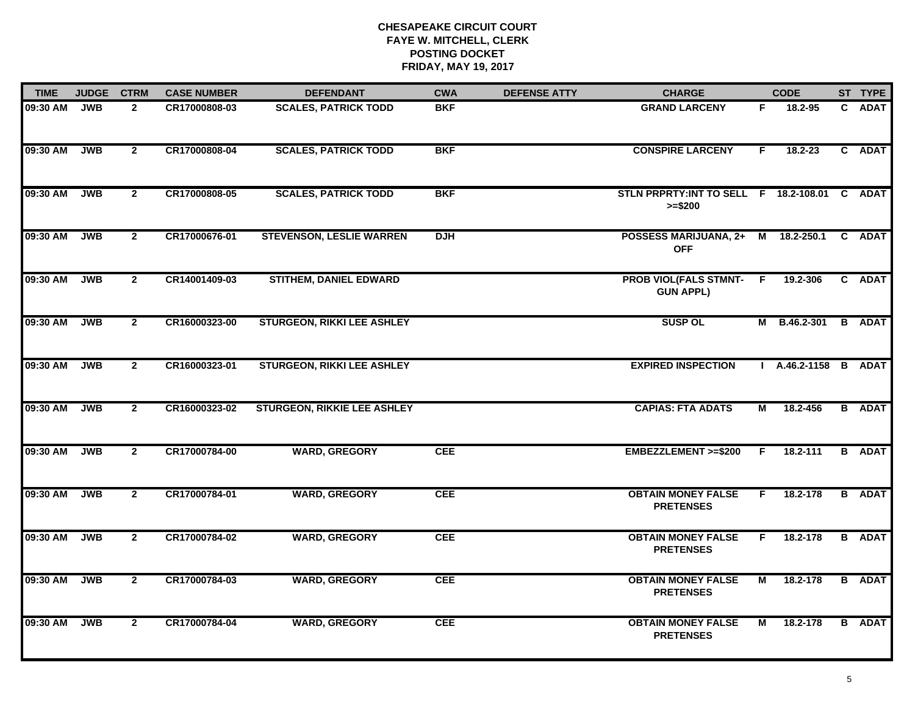# CHESAPEAKE CIRCUIT COURT
## FAYE W. MITCHELL, CLERK
## POSTING DOCKET
## FRIDAY, MAY 19, 2017

| TIME | JUDGE | CTRM | CASE NUMBER | DEFENDANT | CWA | DEFENSE ATTY | CHARGE | | CODE | ST | TYPE |
|---|---|---|---|---|---|---|---|---|---|---|---|
| 09:30 AM | JWB | 2 | CR17000808-03 | SCALES, PATRICK TODD | BKF | | GRAND LARCENY | F | 18.2-95 | C | ADAT |
| 09:30 AM | JWB | 2 | CR17000808-04 | SCALES, PATRICK TODD | BKF | | CONSPIRE LARCENY | F | 18.2-23 | C | ADAT |
| 09:30 AM | JWB | 2 | CR17000808-05 | SCALES, PATRICK TODD | BKF | | STLN PRPRTY:INT TO SELL >=$200 | F | 18.2-108.01 | C | ADAT |
| 09:30 AM | JWB | 2 | CR17000676-01 | STEVENSON, LESLIE WARREN | DJH | | POSSESS MARIJUANA, 2+ OFF | M | 18.2-250.1 | C | ADAT |
| 09:30 AM | JWB | 2 | CR14001409-03 | STITHEM, DANIEL EDWARD | | | PROB VIOL(FALS STMNT-GUN APPL) | F | 19.2-306 | C | ADAT |
| 09:30 AM | JWB | 2 | CR16000323-00 | STURGEON, RIKKI LEE ASHLEY | | | SUSP OL | M | B.46.2-301 | B | ADAT |
| 09:30 AM | JWB | 2 | CR16000323-01 | STURGEON, RIKKI LEE ASHLEY | | | EXPIRED INSPECTION | I | A.46.2-1158 | B | ADAT |
| 09:30 AM | JWB | 2 | CR16000323-02 | STURGEON, RIKKIE LEE ASHLEY | | | CAPIAS: FTA ADATS | M | 18.2-456 | B | ADAT |
| 09:30 AM | JWB | 2 | CR17000784-00 | WARD, GREGORY | CEE | | EMBEZZLEMENT >=$200 | F | 18.2-111 | B | ADAT |
| 09:30 AM | JWB | 2 | CR17000784-01 | WARD, GREGORY | CEE | | OBTAIN MONEY FALSE PRETENSES | F | 18.2-178 | B | ADAT |
| 09:30 AM | JWB | 2 | CR17000784-02 | WARD, GREGORY | CEE | | OBTAIN MONEY FALSE PRETENSES | F | 18.2-178 | B | ADAT |
| 09:30 AM | JWB | 2 | CR17000784-03 | WARD, GREGORY | CEE | | OBTAIN MONEY FALSE PRETENSES | M | 18.2-178 | B | ADAT |
| 09:30 AM | JWB | 2 | CR17000784-04 | WARD, GREGORY | CEE | | OBTAIN MONEY FALSE PRETENSES | M | 18.2-178 | B | ADAT |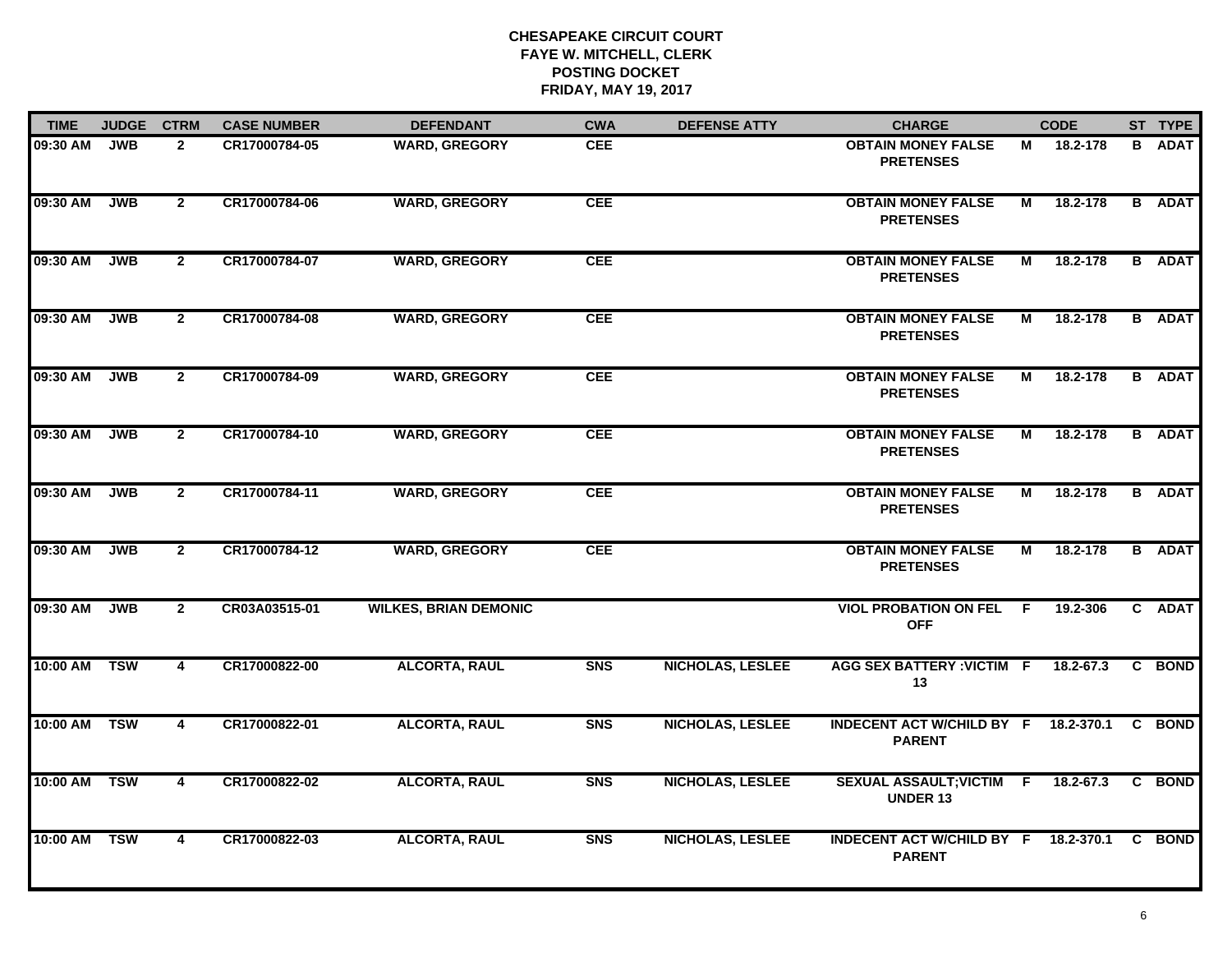# CHESAPEAKE CIRCUIT COURT
## FAYE W. MITCHELL, CLERK
## POSTING DOCKET
## FRIDAY, MAY 19, 2017

| TIME | JUDGE | CTRM | CASE NUMBER | DEFENDANT | CWA | DEFENSE ATTY | CHARGE | | CODE | ST | TYPE |
|---|---|---|---|---|---|---|---|---|---|---|---|
| 09:30 AM | JWB | 2 | CR17000784-05 | WARD, GREGORY | CEE | | OBTAIN MONEY FALSE PRETENSES | M | 18.2-178 | B | ADAT |
| 09:30 AM | JWB | 2 | CR17000784-06 | WARD, GREGORY | CEE | | OBTAIN MONEY FALSE PRETENSES | M | 18.2-178 | B | ADAT |
| 09:30 AM | JWB | 2 | CR17000784-07 | WARD, GREGORY | CEE | | OBTAIN MONEY FALSE PRETENSES | M | 18.2-178 | B | ADAT |
| 09:30 AM | JWB | 2 | CR17000784-08 | WARD, GREGORY | CEE | | OBTAIN MONEY FALSE PRETENSES | M | 18.2-178 | B | ADAT |
| 09:30 AM | JWB | 2 | CR17000784-09 | WARD, GREGORY | CEE | | OBTAIN MONEY FALSE PRETENSES | M | 18.2-178 | B | ADAT |
| 09:30 AM | JWB | 2 | CR17000784-10 | WARD, GREGORY | CEE | | OBTAIN MONEY FALSE PRETENSES | M | 18.2-178 | B | ADAT |
| 09:30 AM | JWB | 2 | CR17000784-11 | WARD, GREGORY | CEE | | OBTAIN MONEY FALSE PRETENSES | M | 18.2-178 | B | ADAT |
| 09:30 AM | JWB | 2 | CR17000784-12 | WARD, GREGORY | CEE | | OBTAIN MONEY FALSE PRETENSES | M | 18.2-178 | B | ADAT |
| 09:30 AM | JWB | 2 | CR03A03515-01 | WILKES, BRIAN DEMONIC | | | VIOL PROBATION ON FEL OFF | F | 19.2-306 | C | ADAT |
| 10:00 AM | TSW | 4 | CR17000822-00 | ALCORTA, RAUL | SNS | NICHOLAS, LESLEE | AGG SEX BATTERY :VICTIM 13 | F | 18.2-67.3 | C | BOND |
| 10:00 AM | TSW | 4 | CR17000822-01 | ALCORTA, RAUL | SNS | NICHOLAS, LESLEE | INDECENT ACT W/CHILD BY PARENT | F | 18.2-370.1 | C | BOND |
| 10:00 AM | TSW | 4 | CR17000822-02 | ALCORTA, RAUL | SNS | NICHOLAS, LESLEE | SEXUAL ASSAULT;VICTIM UNDER 13 | F | 18.2-67.3 | C | BOND |
| 10:00 AM | TSW | 4 | CR17000822-03 | ALCORTA, RAUL | SNS | NICHOLAS, LESLEE | INDECENT ACT W/CHILD BY PARENT | F | 18.2-370.1 | C | BOND |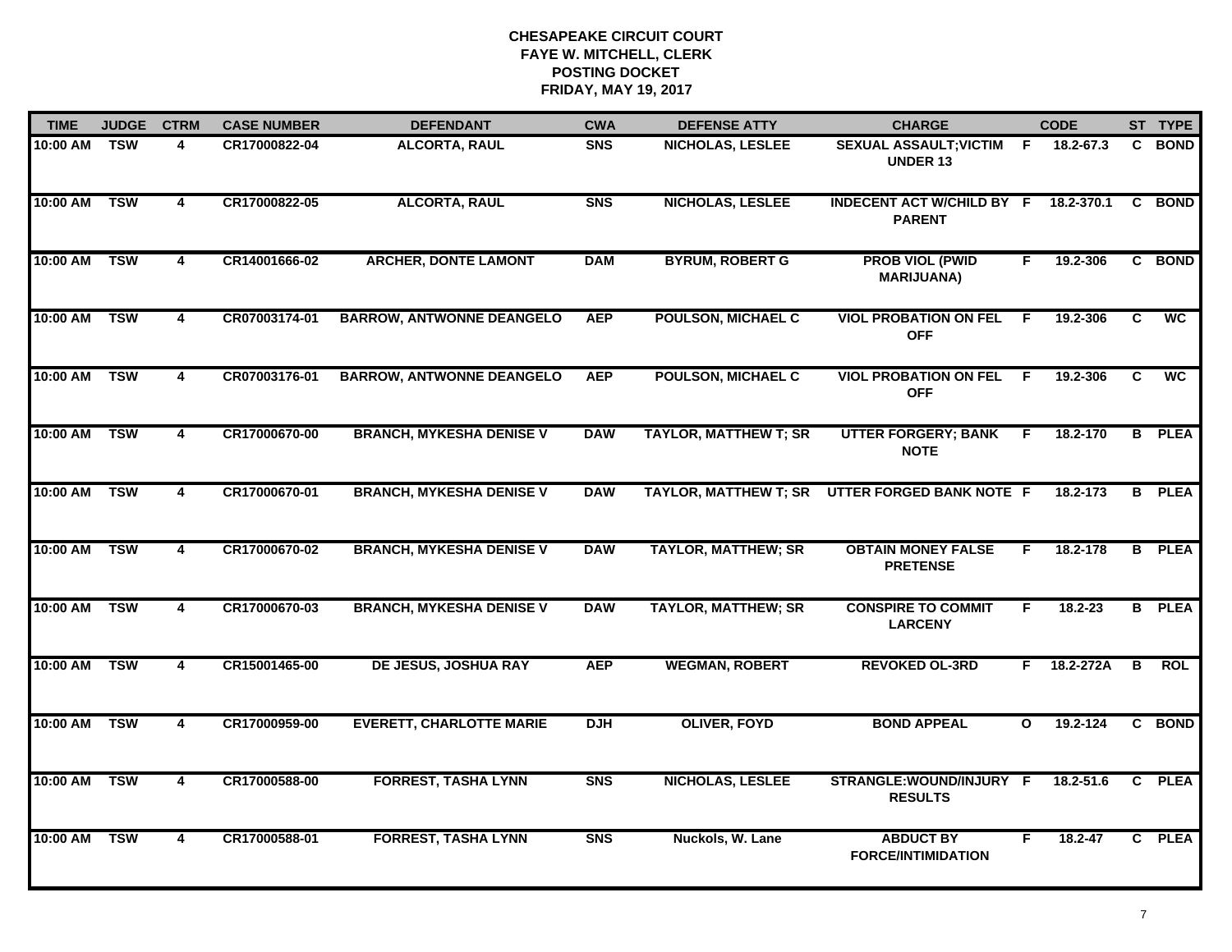# CHESAPEAKE CIRCUIT COURT
## FAYE W. MITCHELL, CLERK
## POSTING DOCKET
## FRIDAY, MAY 19, 2017

| TIME | JUDGE | CTRM | CASE NUMBER | DEFENDANT | CWA | DEFENSE ATTY | CHARGE | | CODE | ST | TYPE |
|---|---|---|---|---|---|---|---|---|---|---|---|
| 10:00 AM | TSW | 4 | CR17000822-04 | ALCORTA, RAUL | SNS | NICHOLAS, LESLEE | SEXUAL ASSAULT;VICTIM UNDER 13 | F | 18.2-67.3 | C | BOND |
| 10:00 AM | TSW | 4 | CR17000822-05 | ALCORTA, RAUL | SNS | NICHOLAS, LESLEE | INDECENT ACT W/CHILD BY PARENT | F | 18.2-370.1 | C | BOND |
| 10:00 AM | TSW | 4 | CR14001666-02 | ARCHER, DONTE LAMONT | DAM | BYRUM, ROBERT G | PROB VIOL (PWID MARIJUANA) | F | 19.2-306 | C | BOND |
| 10:00 AM | TSW | 4 | CR07003174-01 | BARROW, ANTWONNE DEANGELO | AEP | POULSON, MICHAEL C | VIOL PROBATION ON FEL OFF | F | 19.2-306 | C | WC |
| 10:00 AM | TSW | 4 | CR07003176-01 | BARROW, ANTWONNE DEANGELO | AEP | POULSON, MICHAEL C | VIOL PROBATION ON FEL OFF | F | 19.2-306 | C | WC |
| 10:00 AM | TSW | 4 | CR17000670-00 | BRANCH, MYKESHA DENISE V | DAW | TAYLOR, MATTHEW T; SR | UTTER FORGERY; BANK NOTE | F | 18.2-170 | B | PLEA |
| 10:00 AM | TSW | 4 | CR17000670-01 | BRANCH, MYKESHA DENISE V | DAW | TAYLOR, MATTHEW T; SR | UTTER FORGED BANK NOTE | F | 18.2-173 | B | PLEA |
| 10:00 AM | TSW | 4 | CR17000670-02 | BRANCH, MYKESHA DENISE V | DAW | TAYLOR, MATTHEW; SR | OBTAIN MONEY FALSE PRETENSE | F | 18.2-178 | B | PLEA |
| 10:00 AM | TSW | 4 | CR17000670-03 | BRANCH, MYKESHA DENISE V | DAW | TAYLOR, MATTHEW; SR | CONSPIRE TO COMMIT LARCENY | F | 18.2-23 | B | PLEA |
| 10:00 AM | TSW | 4 | CR15001465-00 | DE JESUS, JOSHUA RAY | AEP | WEGMAN, ROBERT | REVOKED OL-3RD | F | 18.2-272A | B | ROL |
| 10:00 AM | TSW | 4 | CR17000959-00 | EVERETT, CHARLOTTE MARIE | DJH | OLIVER, FOYD | BOND APPEAL | O | 19.2-124 | C | BOND |
| 10:00 AM | TSW | 4 | CR17000588-00 | FORREST, TASHA LYNN | SNS | NICHOLAS, LESLEE | STRANGLE:WOUND/INJURY RESULTS | F | 18.2-51.6 | C | PLEA |
| 10:00 AM | TSW | 4 | CR17000588-01 | FORREST, TASHA LYNN | SNS | Nuckols, W. Lane | ABDUCT BY FORCE/INTIMIDATION | F | 18.2-47 | C | PLEA |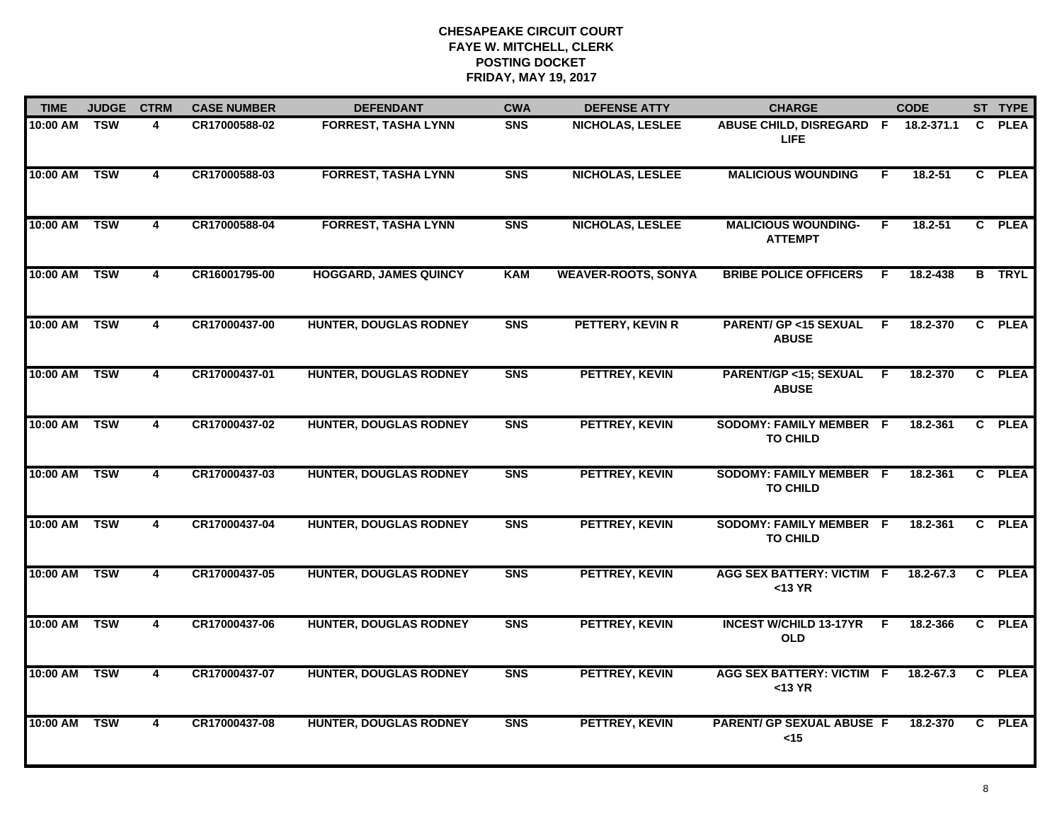# CHESAPEAKE CIRCUIT COURT
## FAYE W. MITCHELL, CLERK
## POSTING DOCKET
## FRIDAY, MAY 19, 2017

| TIME | JUDGE | CTRM | CASE NUMBER | DEFENDANT | CWA | DEFENSE ATTY | CHARGE | | CODE | ST | TYPE |
|---|---|---|---|---|---|---|---|---|---|---|---|
| 10:00 AM | TSW | 4 | CR17000588-02 | FORREST, TASHA LYNN | SNS | NICHOLAS, LESLEE | ABUSE CHILD, DISREGARD LIFE | F | 18.2-371.1 | C | PLEA |
| 10:00 AM | TSW | 4 | CR17000588-03 | FORREST, TASHA LYNN | SNS | NICHOLAS, LESLEE | MALICIOUS WOUNDING | F | 18.2-51 | C | PLEA |
| 10:00 AM | TSW | 4 | CR17000588-04 | FORREST, TASHA LYNN | SNS | NICHOLAS, LESLEE | MALICIOUS WOUNDING-ATTEMPT | F | 18.2-51 | C | PLEA |
| 10:00 AM | TSW | 4 | CR16001795-00 | HOGGARD, JAMES QUINCY | KAM | WEAVER-ROOTS, SONYA | BRIBE POLICE OFFICERS | F | 18.2-438 | B | TRYL |
| 10:00 AM | TSW | 4 | CR17000437-00 | HUNTER, DOUGLAS RODNEY | SNS | PETTERY, KEVIN R | PARENT/ GP <15 SEXUAL ABUSE | F | 18.2-370 | C | PLEA |
| 10:00 AM | TSW | 4 | CR17000437-01 | HUNTER, DOUGLAS RODNEY | SNS | PETTREY, KEVIN | PARENT/GP <15; SEXUAL ABUSE | F | 18.2-370 | C | PLEA |
| 10:00 AM | TSW | 4 | CR17000437-02 | HUNTER, DOUGLAS RODNEY | SNS | PETTREY, KEVIN | SODOMY: FAMILY MEMBER TO CHILD | F | 18.2-361 | C | PLEA |
| 10:00 AM | TSW | 4 | CR17000437-03 | HUNTER, DOUGLAS RODNEY | SNS | PETTREY, KEVIN | SODOMY: FAMILY MEMBER TO CHILD | F | 18.2-361 | C | PLEA |
| 10:00 AM | TSW | 4 | CR17000437-04 | HUNTER, DOUGLAS RODNEY | SNS | PETTREY, KEVIN | SODOMY: FAMILY MEMBER TO CHILD | F | 18.2-361 | C | PLEA |
| 10:00 AM | TSW | 4 | CR17000437-05 | HUNTER, DOUGLAS RODNEY | SNS | PETTREY, KEVIN | AGG SEX BATTERY: VICTIM <13 YR | F | 18.2-67.3 | C | PLEA |
| 10:00 AM | TSW | 4 | CR17000437-06 | HUNTER, DOUGLAS RODNEY | SNS | PETTREY, KEVIN | INCEST W/CHILD 13-17YR OLD | F | 18.2-366 | C | PLEA |
| 10:00 AM | TSW | 4 | CR17000437-07 | HUNTER, DOUGLAS RODNEY | SNS | PETTREY, KEVIN | AGG SEX BATTERY: VICTIM <13 YR | F | 18.2-67.3 | C | PLEA |
| 10:00 AM | TSW | 4 | CR17000437-08 | HUNTER, DOUGLAS RODNEY | SNS | PETTREY, KEVIN | PARENT/ GP SEXUAL ABUSE <15 | F | 18.2-370 | C | PLEA |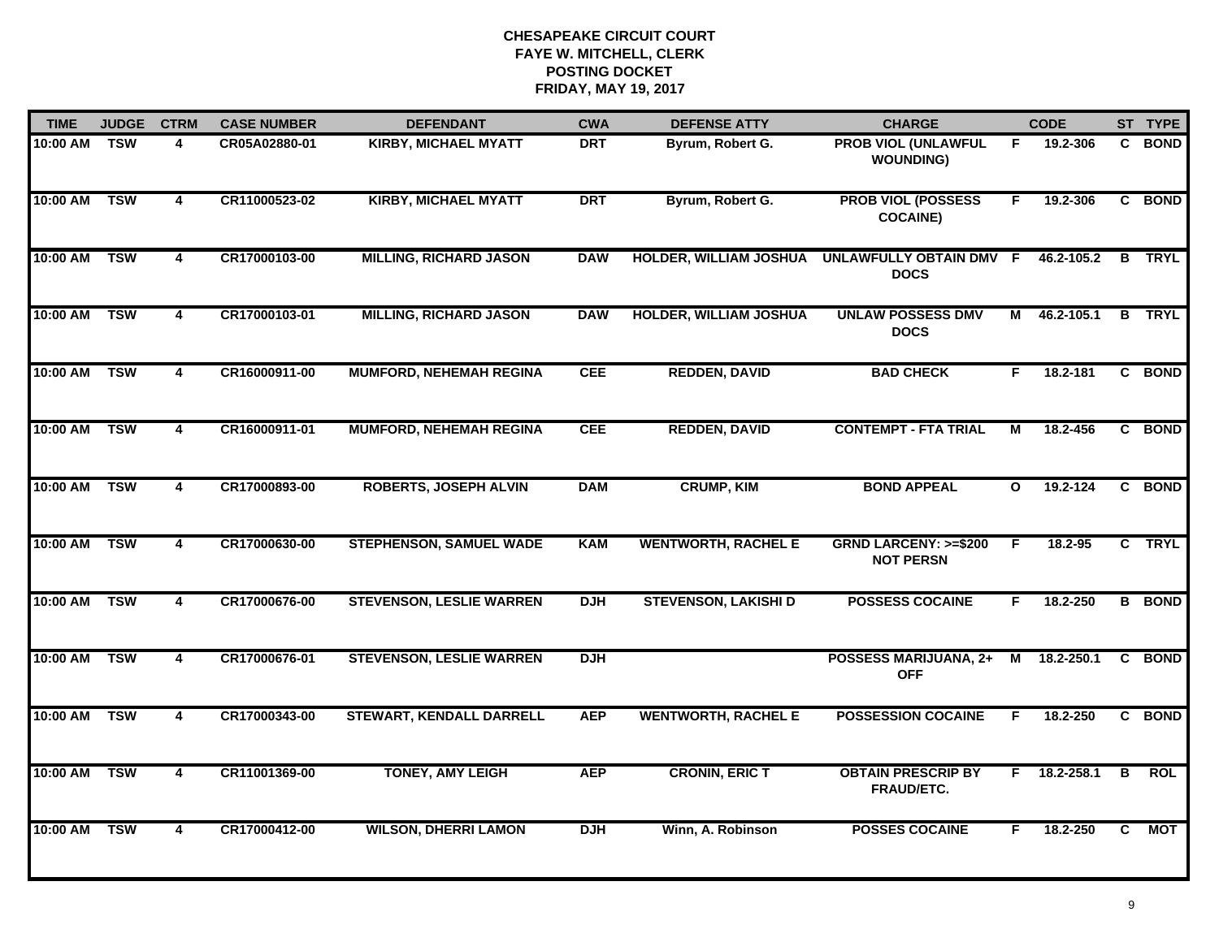# CHESAPEAKE CIRCUIT COURT
## FAYE W. MITCHELL, CLERK
## POSTING DOCKET
## FRIDAY, MAY 19, 2017

| TIME | JUDGE | CTRM | CASE NUMBER | DEFENDANT | CWA | DEFENSE ATTY | CHARGE | | CODE | ST | TYPE |
|---|---|---|---|---|---|---|---|---|---|---|---|
| 10:00 AM | TSW | 4 | CR05A02880-01 | KIRBY, MICHAEL MYATT | DRT | Byrum, Robert G. | PROB VIOL (UNLAWFUL WOUNDING) | F | 19.2-306 | C | BOND |
| 10:00 AM | TSW | 4 | CR11000523-02 | KIRBY, MICHAEL MYATT | DRT | Byrum, Robert G. | PROB VIOL (POSSESS COCAINE) | F | 19.2-306 | C | BOND |
| 10:00 AM | TSW | 4 | CR17000103-00 | MILLING, RICHARD JASON | DAW | HOLDER, WILLIAM JOSHUA | UNLAWFULLY OBTAIN DMV DOCS | F | 46.2-105.2 | B | TRYL |
| 10:00 AM | TSW | 4 | CR17000103-01 | MILLING, RICHARD JASON | DAW | HOLDER, WILLIAM JOSHUA | UNLAW POSSESS DMV DOCS | M | 46.2-105.1 | B | TRYL |
| 10:00 AM | TSW | 4 | CR16000911-00 | MUMFORD, NEHEMAH REGINA | CEE | REDDEN, DAVID | BAD CHECK | F | 18.2-181 | C | BOND |
| 10:00 AM | TSW | 4 | CR16000911-01 | MUMFORD, NEHEMAH REGINA | CEE | REDDEN, DAVID | CONTEMPT - FTA TRIAL | M | 18.2-456 | C | BOND |
| 10:00 AM | TSW | 4 | CR17000893-00 | ROBERTS, JOSEPH ALVIN | DAM | CRUMP, KIM | BOND APPEAL | O | 19.2-124 | C | BOND |
| 10:00 AM | TSW | 4 | CR17000630-00 | STEPHENSON, SAMUEL WADE | KAM | WENTWORTH, RACHEL E | GRND LARCENY: >=$200 NOT PERSN | F | 18.2-95 | C | TRYL |
| 10:00 AM | TSW | 4 | CR17000676-00 | STEVENSON, LESLIE WARREN | DJH | STEVENSON, LAKISHI D | POSSESS COCAINE | F | 18.2-250 | B | BOND |
| 10:00 AM | TSW | 4 | CR17000676-01 | STEVENSON, LESLIE WARREN | DJH | | POSSESS MARIJUANA, 2+ OFF | M | 18.2-250.1 | C | BOND |
| 10:00 AM | TSW | 4 | CR17000343-00 | STEWART, KENDALL DARRELL | AEP | WENTWORTH, RACHEL E | POSSESSION COCAINE | F | 18.2-250 | C | BOND |
| 10:00 AM | TSW | 4 | CR11001369-00 | TONEY, AMY LEIGH | AEP | CRONIN, ERIC T | OBTAIN PRESCRIP BY FRAUD/ETC. | F | 18.2-258.1 | B | ROL |
| 10:00 AM | TSW | 4 | CR17000412-00 | WILSON, DHERRI LAMON | DJH | Winn, A. Robinson | POSSES COCAINE | F | 18.2-250 | C | MOT |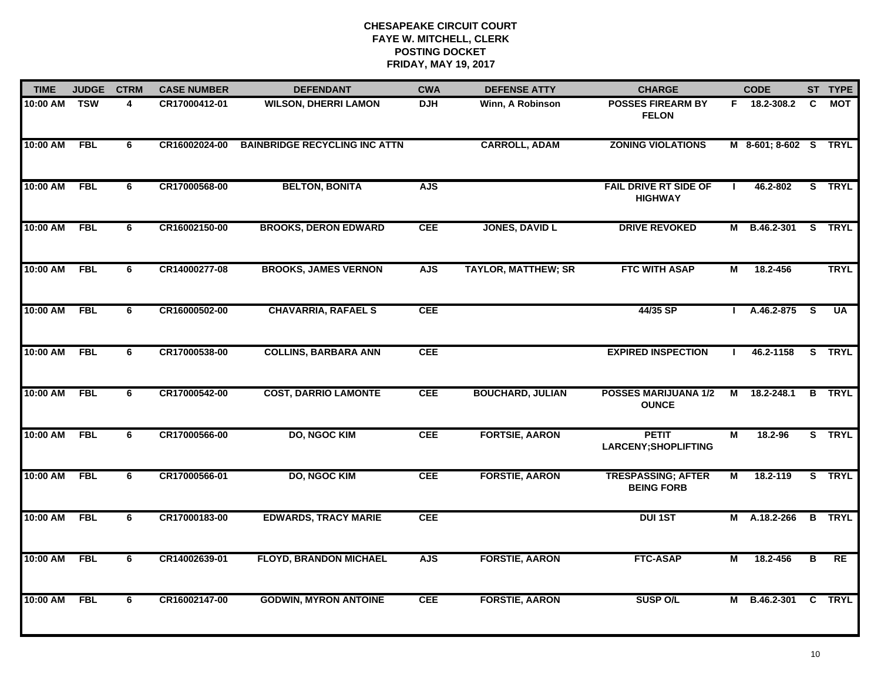**CHESAPEAKE CIRCUIT COURT**
**FAYE W. MITCHELL, CLERK**
**POSTING DOCKET**
**FRIDAY, MAY 19, 2017**

| TIME | JUDGE | CTRM | CASE NUMBER | DEFENDANT | CWA | DEFENSE ATTY | CHARGE | | CODE | ST | TYPE |
|---|---|---|---|---|---|---|---|---|---|---|---|
| 10:00 AM | TSW | 4 | CR17000412-01 | WILSON, DHERRI LAMON | DJH | Winn, A Robinson | POSSES FIREARM BY FELON | F | 18.2-308.2 | C | MOT |
| 10:00 AM | FBL | 6 | CR16002024-00 | BAINBRIDGE RECYCLING INC ATTN | | CARROLL, ADAM | ZONING VIOLATIONS | M | 8-601; 8-602 | S | TRYL |
| 10:00 AM | FBL | 6 | CR17000568-00 | BELTON, BONITA | AJS | | FAIL DRIVE RT SIDE OF HIGHWAY | I | 46.2-802 | S | TRYL |
| 10:00 AM | FBL | 6 | CR16002150-00 | BROOKS, DERON EDWARD | CEE | JONES, DAVID L | DRIVE REVOKED | M | B.46.2-301 | S | TRYL |
| 10:00 AM | FBL | 6 | CR14000277-08 | BROOKS, JAMES VERNON | AJS | TAYLOR, MATTHEW; SR | FTC WITH ASAP | M | 18.2-456 | | TRYL |
| 10:00 AM | FBL | 6 | CR16000502-00 | CHAVARRIA, RAFAEL S | CEE | | 44/35 SP | I | A.46.2-875 | S | UA |
| 10:00 AM | FBL | 6 | CR17000538-00 | COLLINS, BARBARA ANN | CEE | | EXPIRED INSPECTION | I | 46.2-1158 | S | TRYL |
| 10:00 AM | FBL | 6 | CR17000542-00 | COST, DARRIO LAMONTE | CEE | BOUCHARD, JULIAN | POSSES MARIJUANA 1/2 OUNCE | M | 18.2-248.1 | B | TRYL |
| 10:00 AM | FBL | 6 | CR17000566-00 | DO, NGOC KIM | CEE | FORTSIE, AARON | PETIT LARCENY;SHOPLIFTING | M | 18.2-96 | S | TRYL |
| 10:00 AM | FBL | 6 | CR17000566-01 | DO, NGOC KIM | CEE | FORSTIE, AARON | TRESPASSING; AFTER BEING FORB | M | 18.2-119 | S | TRYL |
| 10:00 AM | FBL | 6 | CR17000183-00 | EDWARDS, TRACY MARIE | CEE | | DUI 1ST | M | A.18.2-266 | B | TRYL |
| 10:00 AM | FBL | 6 | CR14002639-01 | FLOYD, BRANDON MICHAEL | AJS | FORSTIE, AARON | FTC-ASAP | M | 18.2-456 | B | RE |
| 10:00 AM | FBL | 6 | CR16002147-00 | GODWIN, MYRON ANTOINE | CEE | FORSTIE, AARON | SUSP O/L | M | B.46.2-301 | C | TRYL |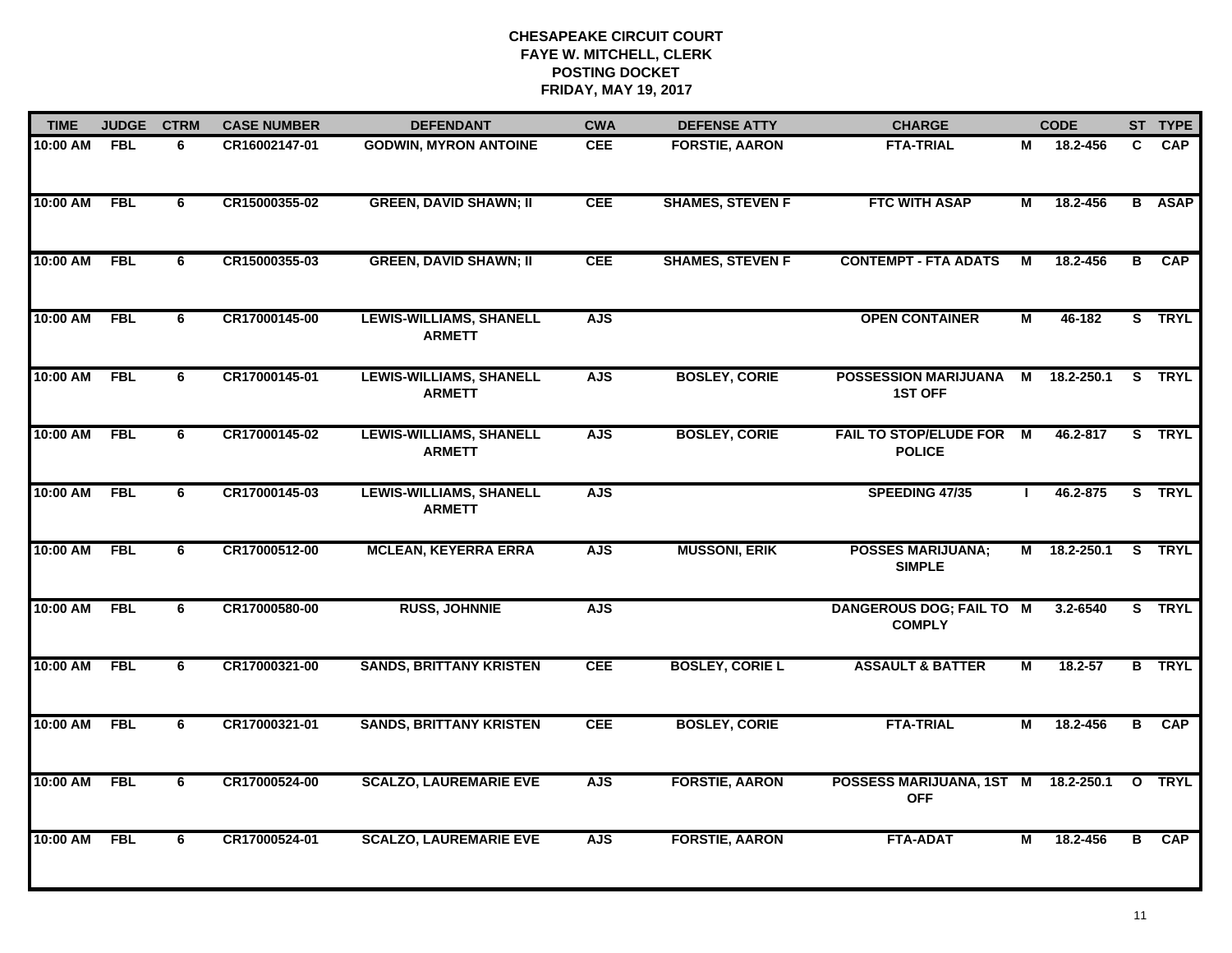# CHESAPEAKE CIRCUIT COURT
## FAYE W. MITCHELL, CLERK
## POSTING DOCKET
## FRIDAY, MAY 19, 2017

| TIME | JUDGE | CTRM | CASE NUMBER | DEFENDANT | CWA | DEFENSE ATTY | CHARGE | | CODE | ST | TYPE |
|---|---|---|---|---|---|---|---|---|---|---|---|
| 10:00 AM | FBL | 6 | CR16002147-01 | GODWIN, MYRON ANTOINE | CEE | FORSTIE, AARON | FTA-TRIAL | M | 18.2-456 | C | CAP |
| 10:00 AM | FBL | 6 | CR15000355-02 | GREEN, DAVID SHAWN; II | CEE | SHAMES, STEVEN F | FTC WITH ASAP | M | 18.2-456 | B | ASAP |
| 10:00 AM | FBL | 6 | CR15000355-03 | GREEN, DAVID SHAWN; II | CEE | SHAMES, STEVEN F | CONTEMPT - FTA ADATS | M | 18.2-456 | B | CAP |
| 10:00 AM | FBL | 6 | CR17000145-00 | LEWIS-WILLIAMS, SHANELL ARMETT | AJS | | OPEN CONTAINER | M | 46-182 | S | TRYL |
| 10:00 AM | FBL | 6 | CR17000145-01 | LEWIS-WILLIAMS, SHANELL ARMETT | AJS | BOSLEY, CORIE | POSSESSION MARIJUANA 1ST OFF | M | 18.2-250.1 | S | TRYL |
| 10:00 AM | FBL | 6 | CR17000145-02 | LEWIS-WILLIAMS, SHANELL ARMETT | AJS | BOSLEY, CORIE | FAIL TO STOP/ELUDE FOR POLICE | M | 46.2-817 | S | TRYL |
| 10:00 AM | FBL | 6 | CR17000145-03 | LEWIS-WILLIAMS, SHANELL ARMETT | AJS | | SPEEDING 47/35 | I | 46.2-875 | S | TRYL |
| 10:00 AM | FBL | 6 | CR17000512-00 | MCLEAN, KEYERRA ERRA | AJS | MUSSONI, ERIK | POSSES MARIJUANA; SIMPLE | M | 18.2-250.1 | S | TRYL |
| 10:00 AM | FBL | 6 | CR17000580-00 | RUSS, JOHNNIE | AJS | | DANGEROUS DOG; FAIL TO COMPLY | M | 3.2-6540 | S | TRYL |
| 10:00 AM | FBL | 6 | CR17000321-00 | SANDS, BRITTANY KRISTEN | CEE | BOSLEY, CORIE L | ASSAULT & BATTER | M | 18.2-57 | B | TRYL |
| 10:00 AM | FBL | 6 | CR17000321-01 | SANDS, BRITTANY KRISTEN | CEE | BOSLEY, CORIE | FTA-TRIAL | M | 18.2-456 | B | CAP |
| 10:00 AM | FBL | 6 | CR17000524-00 | SCALZO, LAUREMARIE EVE | AJS | FORSTIE, AARON | POSSESS MARIJUANA, 1ST OFF | M | 18.2-250.1 | O | TRYL |
| 10:00 AM | FBL | 6 | CR17000524-01 | SCALZO, LAUREMARIE EVE | AJS | FORSTIE, AARON | FTA-ADAT | M | 18.2-456 | B | CAP |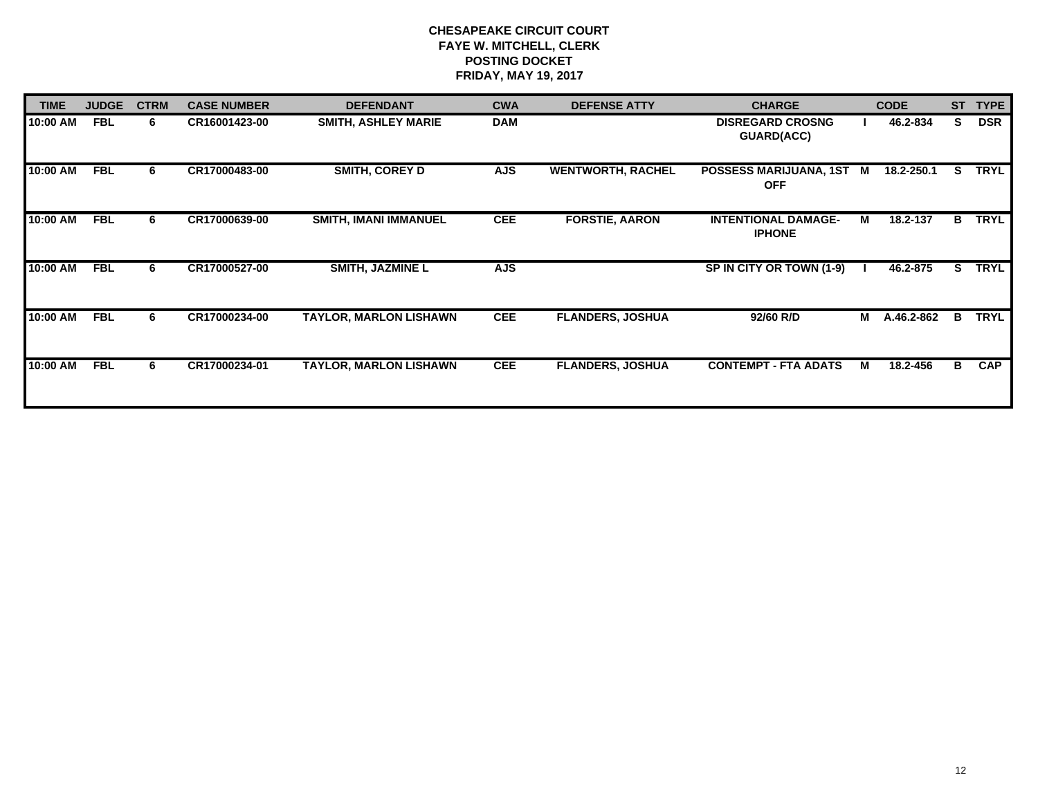**CHESAPEAKE CIRCUIT COURT**
**FAYE W. MITCHELL, CLERK**
**POSTING DOCKET**
**FRIDAY, MAY 19, 2017**

| TIME | JUDGE | CTRM | CASE NUMBER | DEFENDANT | CWA | DEFENSE ATTY | CHARGE | | CODE | ST | TYPE |
|---|---|---|---|---|---|---|---|---|---|---|---|
| 10:00 AM | FBL | 6 | CR16001423-00 | SMITH, ASHLEY MARIE | DAM | | DISREGARD CROSNG GUARD(ACC) | I | 46.2-834 | S | DSR |
| 10:00 AM | FBL | 6 | CR17000483-00 | SMITH, COREY D | AJS | WENTWORTH, RACHEL | POSSESS MARIJUANA, 1ST OFF | M | 18.2-250.1 | S | TRYL |
| 10:00 AM | FBL | 6 | CR17000639-00 | SMITH, IMANI IMMANUEL | CEE | FORSTIE, AARON | INTENTIONAL DAMAGE-IPHONE | M | 18.2-137 | B | TRYL |
| 10:00 AM | FBL | 6 | CR17000527-00 | SMITH, JAZMINE L | AJS | | SP IN CITY OR TOWN (1-9) | I | 46.2-875 | S | TRYL |
| 10:00 AM | FBL | 6 | CR17000234-00 | TAYLOR, MARLON LISHAWN | CEE | FLANDERS, JOSHUA | 92/60 R/D | M | A.46.2-862 | B | TRYL |
| 10:00 AM | FBL | 6 | CR17000234-01 | TAYLOR, MARLON LISHAWN | CEE | FLANDERS, JOSHUA | CONTEMPT - FTA ADATS | M | 18.2-456 | B | CAP |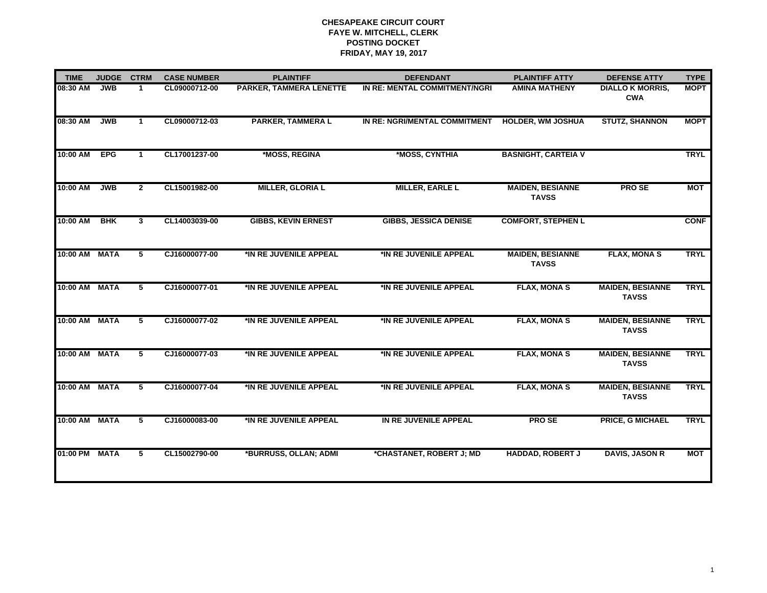**CHESAPEAKE CIRCUIT COURT**
**FAYE W. MITCHELL, CLERK**
**POSTING DOCKET**
**FRIDAY, MAY 19, 2017**

| TIME | JUDGE | CTRM | CASE NUMBER | PLAINTIFF | DEFENDANT | PLAINTIFF ATTY | DEFENSE ATTY | TYPE |
|---|---|---|---|---|---|---|---|---|
| 08:30 AM | JWB | 1 | CL09000712-00 | PARKER, TAMMERA LENETTE | IN RE: MENTAL COMMITMENT/NGRI | AMINA MATHENY | DIALLO K MORRIS, CWA | MOPT |
| 08:30 AM | JWB | 1 | CL09000712-03 | PARKER, TAMMERA L | IN RE: NGRI/MENTAL COMMITMENT | HOLDER, WM JOSHUA | STUTZ, SHANNON | MOPT |
| 10:00 AM | EPG | 1 | CL17001237-00 | *MOSS, REGINA | *MOSS, CYNTHIA | BASNIGHT, CARTEIA V | | TRYL |
| 10:00 AM | JWB | 2 | CL15001982-00 | MILLER, GLORIA L | MILLER, EARLE L | MAIDEN, BESIANNE TAVSS | PRO SE | MOT |
| 10:00 AM | BHK | 3 | CL14003039-00 | GIBBS, KEVIN ERNEST | GIBBS, JESSICA DENISE | COMFORT, STEPHEN L | | CONF |
| 10:00 AM | MATA | 5 | CJ16000077-00 | *IN RE JUVENILE APPEAL | *IN RE JUVENILE APPEAL | MAIDEN, BESIANNE TAVSS | FLAX, MONA S | TRYL |
| 10:00 AM | MATA | 5 | CJ16000077-01 | *IN RE JUVENILE APPEAL | *IN RE JUVENILE APPEAL | FLAX, MONA S | MAIDEN, BESIANNE TAVSS | TRYL |
| 10:00 AM | MATA | 5 | CJ16000077-02 | *IN RE JUVENILE APPEAL | *IN RE JUVENILE APPEAL | FLAX, MONA S | MAIDEN, BESIANNE TAVSS | TRYL |
| 10:00 AM | MATA | 5 | CJ16000077-03 | *IN RE JUVENILE APPEAL | *IN RE JUVENILE APPEAL | FLAX, MONA S | MAIDEN, BESIANNE TAVSS | TRYL |
| 10:00 AM | MATA | 5 | CJ16000077-04 | *IN RE JUVENILE APPEAL | *IN RE JUVENILE APPEAL | FLAX, MONA S | MAIDEN, BESIANNE TAVSS | TRYL |
| 10:00 AM | MATA | 5 | CJ16000083-00 | *IN RE JUVENILE APPEAL | IN RE JUVENILE APPEAL | PRO SE | PRICE, G MICHAEL | TRYL |
| 01:00 PM | MATA | 5 | CL15002790-00 | *BURRUSS, OLLAN; ADMI | *CHASTANET, ROBERT J; MD | HADDAD, ROBERT J | DAVIS, JASON R | MOT |